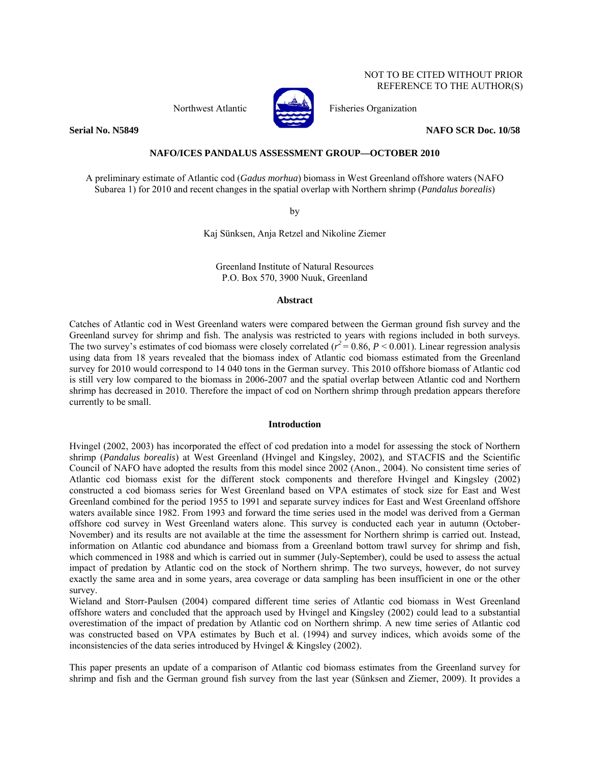NOT TO BE CITED WITHOUT PRIOR REFERENCE TO THE AUTHOR(S)

Northwest Atlantic Fisheries Organization

**Serial No. N5849** **NAFO SCR Doc. 10/58**

**NAFO/ICES PANDALUS ASSESSMENT GROUP—OCTOBER 2010**

A preliminary estimate of Atlantic cod (*Gadus morhua*) biomass in West Greenland offshore waters (NAFO Subarea 1) for 2010 and recent changes in the spatial overlap with Northern shrimp (*Pandalus borealis*)

by

Kaj Sünksen, Anja Retzel and Nikoline Ziemer

Greenland Institute of Natural Resources
P.O. Box 570, 3900 Nuuk, Greenland

## Abstract

Catches of Atlantic cod in West Greenland waters were compared between the German ground fish survey and the Greenland survey for shrimp and fish. The analysis was restricted to years with regions included in both surveys. The two survey's estimates of cod biomass were closely correlated ($r^2 = 0.86$, $P < 0.001$). Linear regression analysis using data from 18 years revealed that the biomass index of Atlantic cod biomass estimated from the Greenland survey for 2010 would correspond to 14 040 tons in the German survey. This 2010 offshore biomass of Atlantic cod is still very low compared to the biomass in 2006-2007 and the spatial overlap between Atlantic cod and Northern shrimp has decreased in 2010. Therefore the impact of cod on Northern shrimp through predation appears therefore currently to be small.

## Introduction

Hvingel (2002, 2003) has incorporated the effect of cod predation into a model for assessing the stock of Northern shrimp (*Pandalus borealis*) at West Greenland (Hvingel and Kingsley, 2002), and STACFIS and the Scientific Council of NAFO have adopted the results from this model since 2002 (Anon., 2004). No consistent time series of Atlantic cod biomass exist for the different stock components and therefore Hvingel and Kingsley (2002) constructed a cod biomass series for West Greenland based on VPA estimates of stock size for East and West Greenland combined for the period 1955 to 1991 and separate survey indices for East and West Greenland offshore waters available since 1982. From 1993 and forward the time series used in the model was derived from a German offshore cod survey in West Greenland waters alone. This survey is conducted each year in autumn (October-November) and its results are not available at the time the assessment for Northern shrimp is carried out. Instead, information on Atlantic cod abundance and biomass from a Greenland bottom trawl survey for shrimp and fish, which commenced in 1988 and which is carried out in summer (July-September), could be used to assess the actual impact of predation by Atlantic cod on the stock of Northern shrimp. The two surveys, however, do not survey exactly the same area and in some years, area coverage or data sampling has been insufficient in one or the other survey.

Wieland and Storr-Paulsen (2004) compared different time series of Atlantic cod biomass in West Greenland offshore waters and concluded that the approach used by Hvingel and Kingsley (2002) could lead to a substantial overestimation of the impact of predation by Atlantic cod on Northern shrimp. A new time series of Atlantic cod was constructed based on VPA estimates by Buch et al. (1994) and survey indices, which avoids some of the inconsistencies of the data series introduced by Hvingel & Kingsley (2002).

This paper presents an update of a comparison of Atlantic cod biomass estimates from the Greenland survey for shrimp and fish and the German ground fish survey from the last year (Sünksen and Ziemer, 2009). It provides a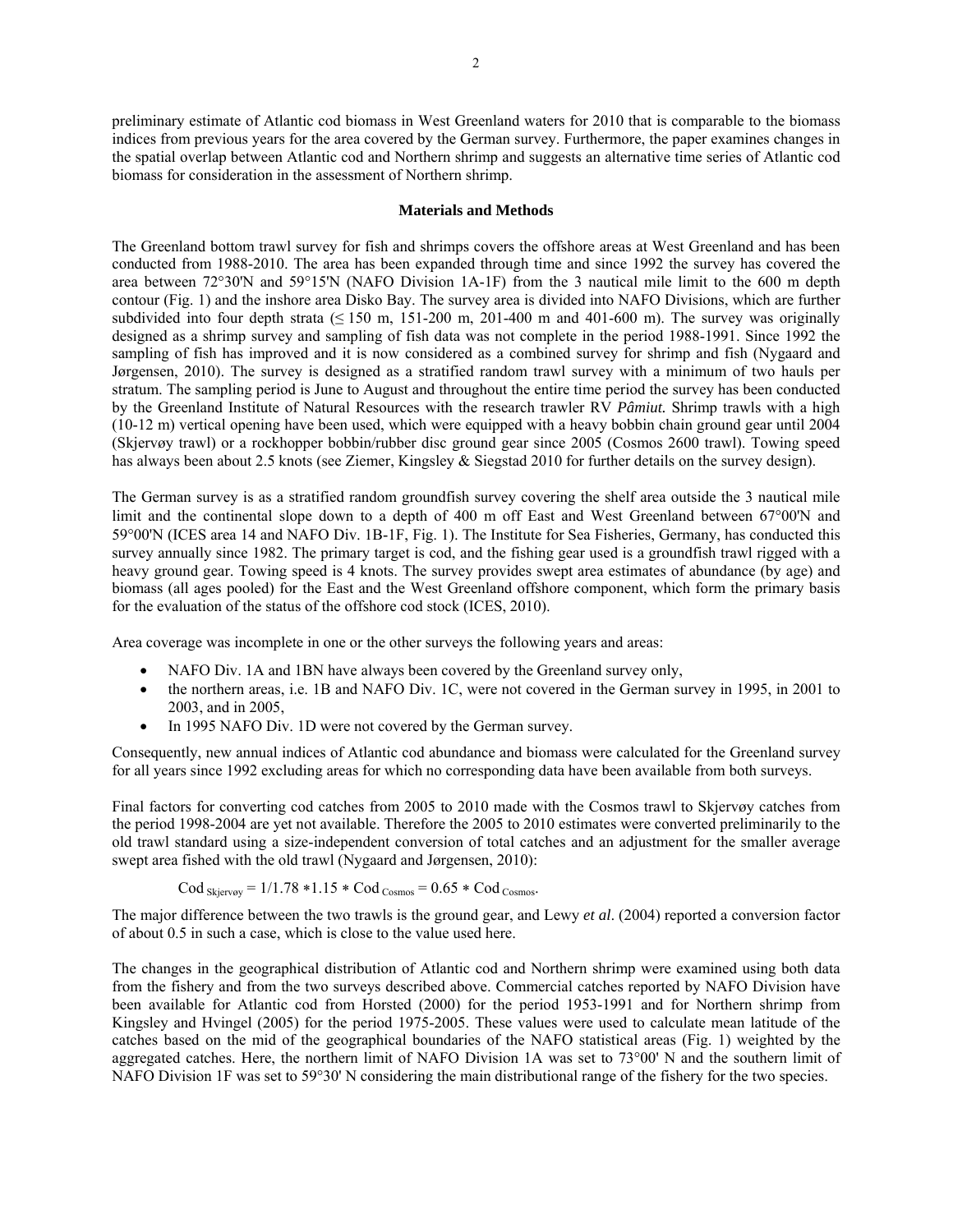preliminary estimate of Atlantic cod biomass in West Greenland waters for 2010 that is comparable to the biomass indices from previous years for the area covered by the German survey. Furthermore, the paper examines changes in the spatial overlap between Atlantic cod and Northern shrimp and suggests an alternative time series of Atlantic cod biomass for consideration in the assessment of Northern shrimp.

## Materials and Methods

The Greenland bottom trawl survey for fish and shrimps covers the offshore areas at West Greenland and has been conducted from 1988-2010. The area has been expanded through time and since 1992 the survey has covered the area between 72°30'N and 59°15'N (NAFO Division 1A-1F) from the 3 nautical mile limit to the 600 m depth contour (Fig. 1) and the inshore area Disko Bay. The survey area is divided into NAFO Divisions, which are further subdivided into four depth strata (≤ 150 m, 151-200 m, 201-400 m and 401-600 m). The survey was originally designed as a shrimp survey and sampling of fish data was not complete in the period 1988-1991. Since 1992 the sampling of fish has improved and it is now considered as a combined survey for shrimp and fish (Nygaard and Jørgensen, 2010). The survey is designed as a stratified random trawl survey with a minimum of two hauls per stratum. The sampling period is June to August and throughout the entire time period the survey has been conducted by the Greenland Institute of Natural Resources with the research trawler RV ***Pâmiut.*** Shrimp trawls with a high (10-12 m) vertical opening have been used, which were equipped with a heavy bobbin chain ground gear until 2004 (Skjervøy trawl) or a rockhopper bobbin/rubber disc ground gear since 2005 (Cosmos 2600 trawl). Towing speed has always been about 2.5 knots (see Ziemer, Kingsley & Siegstad 2010 for further details on the survey design).

The German survey is as a stratified random groundfish survey covering the shelf area outside the 3 nautical mile limit and the continental slope down to a depth of 400 m off East and West Greenland between 67°00'N and 59°00'N (ICES area 14 and NAFO Div. 1B-1F, Fig. 1). The Institute for Sea Fisheries, Germany, has conducted this survey annually since 1982. The primary target is cod, and the fishing gear used is a groundfish trawl rigged with a heavy ground gear. Towing speed is 4 knots. The survey provides swept area estimates of abundance (by age) and biomass (all ages pooled) for the East and the West Greenland offshore component, which form the primary basis for the evaluation of the status of the offshore cod stock (ICES, 2010).

Area coverage was incomplete in one or the other surveys the following years and areas:

- NAFO Div. 1A and 1BN have always been covered by the Greenland survey only,
- the northern areas, i.e. 1B and NAFO Div. 1C, were not covered in the German survey in 1995, in 2001 to 2003, and in 2005,
- In 1995 NAFO Div. 1D were not covered by the German survey.

Consequently, new annual indices of Atlantic cod abundance and biomass were calculated for the Greenland survey for all years since 1992 excluding areas for which no corresponding data have been available from both surveys.

Final factors for converting cod catches from 2005 to 2010 made with the Cosmos trawl to Skjervøy catches from the period 1998-2004 are yet not available. Therefore the 2005 to 2010 estimates were converted preliminarily to the old trawl standard using a size-independent conversion of total catches and an adjustment for the smaller average swept area fished with the old trawl (Nygaard and Jørgensen, 2010):

$$\text{Cod}_{\text{Skjervøy}} = 1/1.78 * 1.15 * \text{Cod}_{\text{Cosmos}} = 0.65 * \text{Cod}_{\text{Cosmos}}.$$

The major difference between the two trawls is the ground gear, and Lewy *et al*. (2004) reported a conversion factor of about 0.5 in such a case, which is close to the value used here.

The changes in the geographical distribution of Atlantic cod and Northern shrimp were examined using both data from the fishery and from the two surveys described above. Commercial catches reported by NAFO Division have been available for Atlantic cod from Horsted (2000) for the period 1953-1991 and for Northern shrimp from Kingsley and Hvingel (2005) for the period 1975-2005. These values were used to calculate mean latitude of the catches based on the mid of the geographical boundaries of the NAFO statistical areas (Fig. 1) weighted by the aggregated catches. Here, the northern limit of NAFO Division 1A was set to 73°00' N and the southern limit of NAFO Division 1F was set to 59°30' N considering the main distributional range of the fishery for the two species.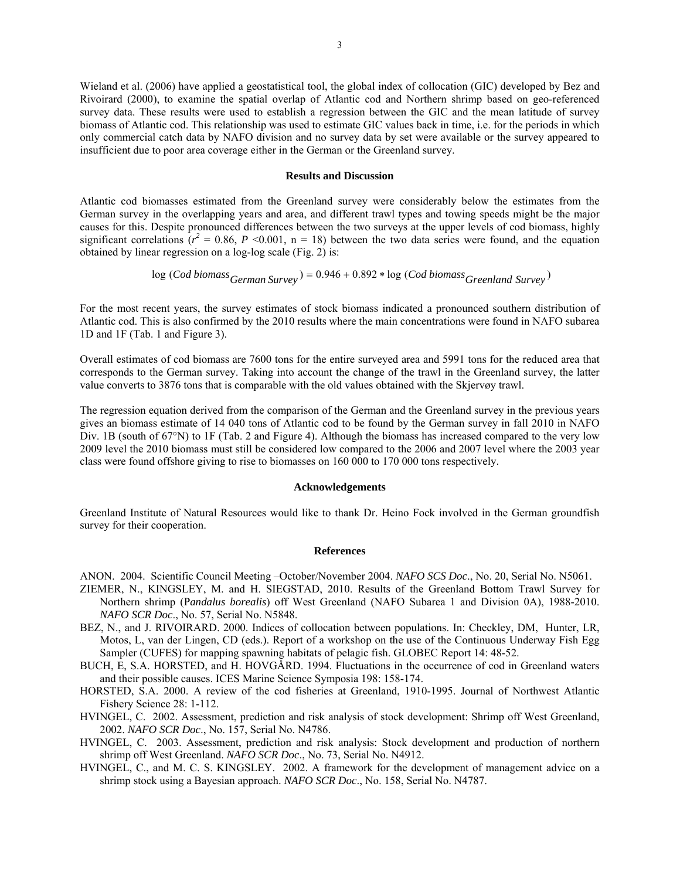Wieland et al. (2006) have applied a geostatistical tool, the global index of collocation (GIC) developed by Bez and Rivoirard (2000), to examine the spatial overlap of Atlantic cod and Northern shrimp based on geo-referenced survey data. These results were used to establish a regression between the GIC and the mean latitude of survey biomass of Atlantic cod. This relationship was used to estimate GIC values back in time, i.e. for the periods in which only commercial catch data by NAFO division and no survey data by set were available or the survey appeared to insufficient due to poor area coverage either in the German or the Greenland survey.

## Results and Discussion

Atlantic cod biomasses estimated from the Greenland survey were considerably below the estimates from the German survey in the overlapping years and area, and different trawl types and towing speeds might be the major causes for this. Despite pronounced differences between the two surveys at the upper levels of cod biomass, highly significant correlations ($r^2 = 0.86$, $P < 0.001$, n = 18) between the two data series were found, and the equation obtained by linear regression on a log-log scale (Fig. 2) is:

$$\log(\text{Cod biomass}_{\text{German Survey}}) = 0.946 + 0.892 * \log(\text{Cod biomass}_{\text{Greenland Survey}})$$

For the most recent years, the survey estimates of stock biomass indicated a pronounced southern distribution of Atlantic cod. This is also confirmed by the 2010 results where the main concentrations were found in NAFO subarea 1D and 1F (Tab. 1 and Figure 3).

Overall estimates of cod biomass are 7600 tons for the entire surveyed area and 5991 tons for the reduced area that corresponds to the German survey. Taking into account the change of the trawl in the Greenland survey, the latter value converts to 3876 tons that is comparable with the old values obtained with the Skjervøy trawl.

The regression equation derived from the comparison of the German and the Greenland survey in the previous years gives an biomass estimate of 14 040 tons of Atlantic cod to be found by the German survey in fall 2010 in NAFO Div. 1B (south of 67°N) to 1F (Tab. 2 and Figure 4). Although the biomass has increased compared to the very low 2009 level the 2010 biomass must still be considered low compared to the 2006 and 2007 level where the 2003 year class were found offshore giving to rise to biomasses on 160 000 to 170 000 tons respectively.

## Acknowledgements

Greenland Institute of Natural Resources would like to thank Dr. Heino Fock involved in the German groundfish survey for their cooperation.

## References

ANON. 2004. Scientific Council Meeting –October/November 2004. *NAFO SCS Doc*., No. 20, Serial No. N5061.

ZIEMER, N., KINGSLEY, M. and H. SIEGSTAD, 2010. Results of the Greenland Bottom Trawl Survey for Northern shrimp (*Pandalus borealis*) off West Greenland (NAFO Subarea 1 and Division 0A), 1988-2010. *NAFO SCR Doc*., No. 57, Serial No. N5848.

BEZ, N., and J. RIVOIRARD. 2000. Indices of collocation between populations. In: Checkley, DM, Hunter, LR, Motos, L, van der Lingen, CD (eds.). Report of a workshop on the use of the Continuous Underway Fish Egg Sampler (CUFES) for mapping spawning habitats of pelagic fish. GLOBEC Report 14: 48-52.

BUCH, E, S.A. HORSTED, and H. HOVGÅRD. 1994. Fluctuations in the occurrence of cod in Greenland waters and their possible causes. ICES Marine Science Symposia 198: 158-174.

HORSTED, S.A. 2000. A review of the cod fisheries at Greenland, 1910-1995. Journal of Northwest Atlantic Fishery Science 28: 1-112.

HVINGEL, C. 2002. Assessment, prediction and risk analysis of stock development: Shrimp off West Greenland, 2002. *NAFO SCR Doc*., No. 157, Serial No. N4786.

HVINGEL, C. 2003. Assessment, prediction and risk analysis: Stock development and production of northern shrimp off West Greenland. *NAFO SCR Doc*., No. 73, Serial No. N4912.

HVINGEL, C., and M. C. S. KINGSLEY. 2002. A framework for the development of management advice on a shrimp stock using a Bayesian approach. *NAFO SCR Doc*., No. 158, Serial No. N4787.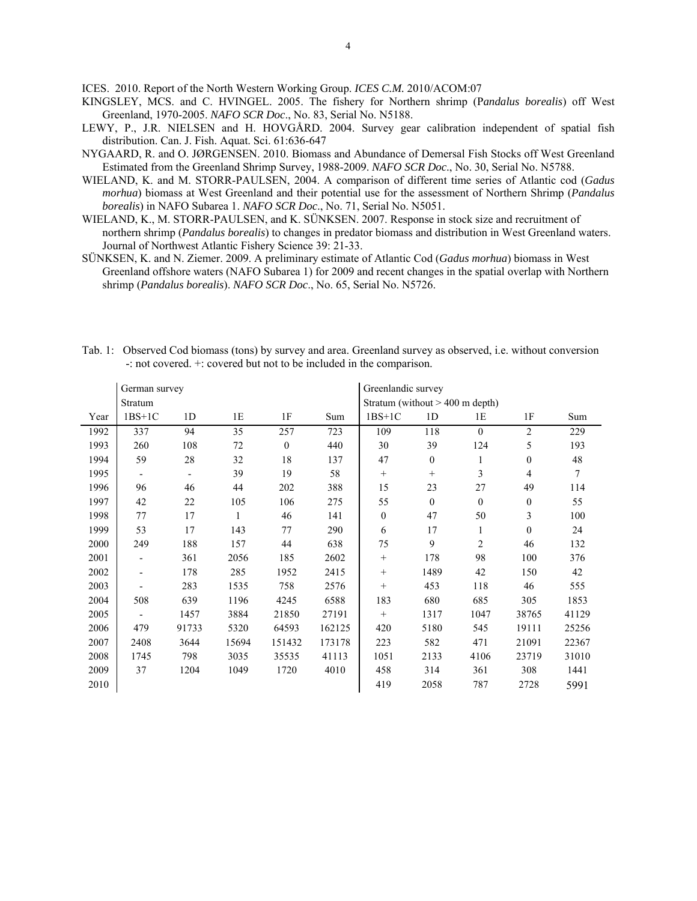ICES. 2010. Report of the North Western Working Group. *ICES C.M.* 2010/ACOM:07

KINGSLEY, MCS. and C. HVINGEL. 2005. The fishery for Northern shrimp (P*andalus borealis*) off West Greenland, 1970-2005. *NAFO SCR Doc*., No. 83, Serial No. N5188.

LEWY, P., J.R. NIELSEN and H. HOVGÅRD. 2004. Survey gear calibration independent of spatial fish distribution. Can. J. Fish. Aquat. Sci. 61:636-647

NYGAARD, R. and O. JØRGENSEN. 2010. Biomass and Abundance of Demersal Fish Stocks off West Greenland Estimated from the Greenland Shrimp Survey, 1988-2009. *NAFO SCR Doc*., No. 30, Serial No. N5788.

WIELAND, K. and M. STORR-PAULSEN, 2004. A comparison of different time series of Atlantic cod (*Gadus morhua*) biomass at West Greenland and their potential use for the assessment of Northern Shrimp (*Pandalus borealis*) in NAFO Subarea 1. *NAFO SCR Doc*., No. 71, Serial No. N5051.

WIELAND, K., M. STORR-PAULSEN, and K. SÜNKSEN. 2007. Response in stock size and recruitment of northern shrimp (*Pandalus borealis*) to changes in predator biomass and distribution in West Greenland waters. Journal of Northwest Atlantic Fishery Science 39: 21-33.

SÜNKSEN, K. and N. Ziemer. 2009. A preliminary estimate of Atlantic Cod (*Gadus morhua*) biomass in West Greenland offshore waters (NAFO Subarea 1) for 2009 and recent changes in the spatial overlap with Northern shrimp (*Pandalus borealis*). *NAFO SCR Doc*., No. 65, Serial No. N5726.

Tab. 1: Observed Cod biomass (tons) by survey and area. Greenland survey as observed, i.e. without conversion
-: not covered. +: covered but not to be included in the comparison.

| | German survey | | | | | Greenlandic survey | | | | |
|---|---|---|---|---|---|---|---|---|---|---|
| | Stratum | | | | | Stratum (without > 400 m depth) | | | | |
| Year | 1BS+1C | 1D | 1E | 1F | Sum | 1BS+1C | 1D | 1E | 1F | Sum |
| 1992 | 337 | 94 | 35 | 257 | 723 | 109 | 118 | 0 | 2 | 229 |
| 1993 | 260 | 108 | 72 | 0 | 440 | 30 | 39 | 124 | 5 | 193 |
| 1994 | 59 | 28 | 32 | 18 | 137 | 47 | 0 | 1 | 0 | 48 |
| 1995 | - | - | 39 | 19 | 58 | + | + | 3 | 4 | 7 |
| 1996 | 96 | 46 | 44 | 202 | 388 | 15 | 23 | 27 | 49 | 114 |
| 1997 | 42 | 22 | 105 | 106 | 275 | 55 | 0 | 0 | 0 | 55 |
| 1998 | 77 | 17 | 1 | 46 | 141 | 0 | 47 | 50 | 3 | 100 |
| 1999 | 53 | 17 | 143 | 77 | 290 | 6 | 17 | 1 | 0 | 24 |
| 2000 | 249 | 188 | 157 | 44 | 638 | 75 | 9 | 2 | 46 | 132 |
| 2001 | - | 361 | 2056 | 185 | 2602 | + | 178 | 98 | 100 | 376 |
| 2002 | - | 178 | 285 | 1952 | 2415 | + | 1489 | 42 | 150 | 42 |
| 2003 | - | 283 | 1535 | 758 | 2576 | + | 453 | 118 | 46 | 555 |
| 2004 | 508 | 639 | 1196 | 4245 | 6588 | 183 | 680 | 685 | 305 | 1853 |
| 2005 | - | 1457 | 3884 | 21850 | 27191 | + | 1317 | 1047 | 38765 | 41129 |
| 2006 | 479 | 91733 | 5320 | 64593 | 162125 | 420 | 5180 | 545 | 19111 | 25256 |
| 2007 | 2408 | 3644 | 15694 | 151432 | 173178 | 223 | 582 | 471 | 21091 | 22367 |
| 2008 | 1745 | 798 | 3035 | 35535 | 41113 | 1051 | 2133 | 4106 | 23719 | 31010 |
| 2009 | 37 | 1204 | 1049 | 1720 | 4010 | 458 | 314 | 361 | 308 | 1441 |
| 2010 | | | | | | 419 | 2058 | 787 | 2728 | 5991 |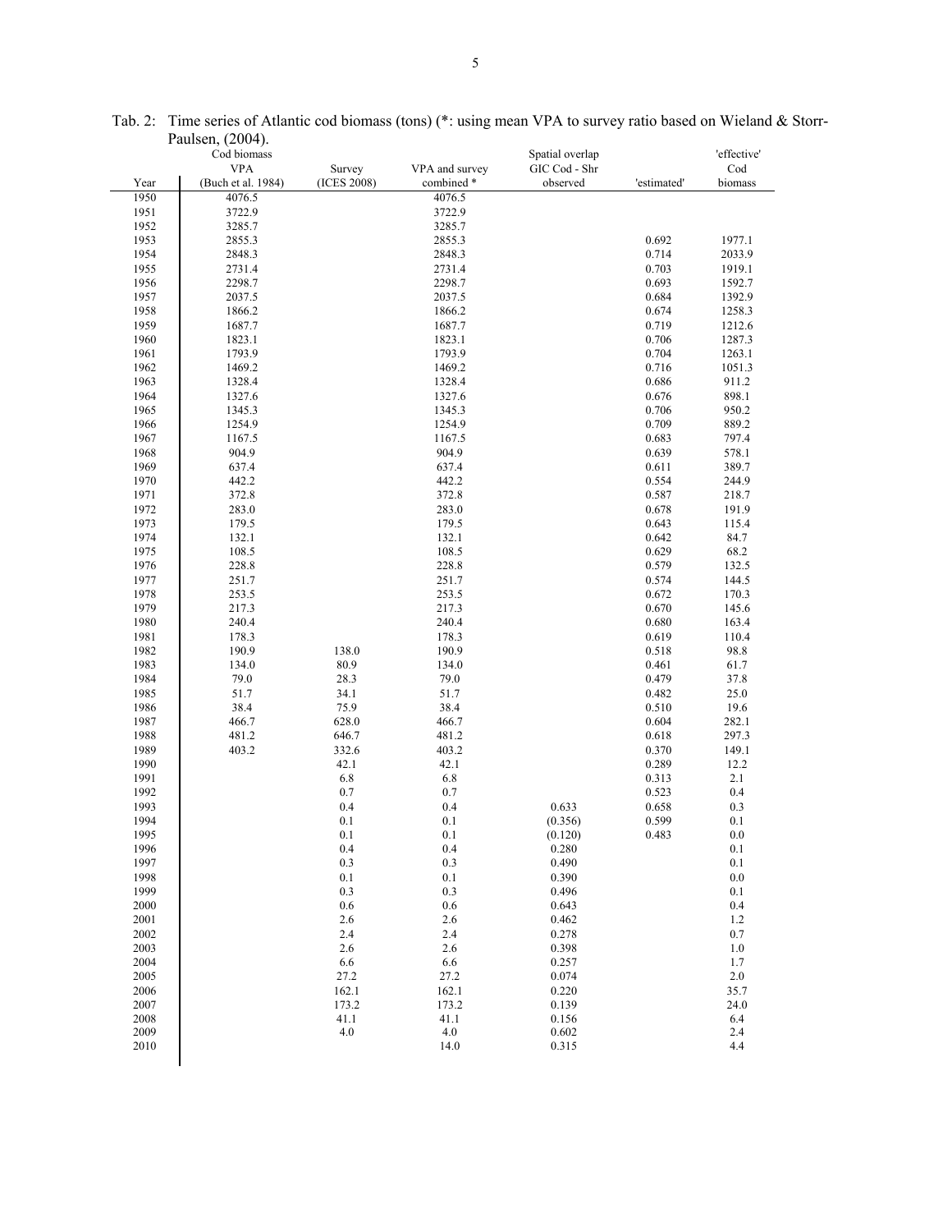Tab. 2: Time series of Atlantic cod biomass (tons) (*: using mean VPA to survey ratio based on Wieland & Storr-Paulsen, (2004).

| Year | Cod biomass VPA (Buch et al. 1984) | Survey (ICES 2008) | VPA and survey combined * | Spatial overlap GIC Cod - Shr observed | 'estimated' | 'effective' Cod biomass |
|---|---|---|---|---|---|---|
| 1950 | 4076.5 | | 4076.5 | | | |
| 1951 | 3722.9 | | 3722.9 | | | |
| 1952 | 3285.7 | | 3285.7 | | | |
| 1953 | 2855.3 | | 2855.3 | | 0.692 | 1977.1 |
| 1954 | 2848.3 | | 2848.3 | | 0.714 | 2033.9 |
| 1955 | 2731.4 | | 2731.4 | | 0.703 | 1919.1 |
| 1956 | 2298.7 | | 2298.7 | | 0.693 | 1592.7 |
| 1957 | 2037.5 | | 2037.5 | | 0.684 | 1392.9 |
| 1958 | 1866.2 | | 1866.2 | | 0.674 | 1258.3 |
| 1959 | 1687.7 | | 1687.7 | | 0.719 | 1212.6 |
| 1960 | 1823.1 | | 1823.1 | | 0.706 | 1287.3 |
| 1961 | 1793.9 | | 1793.9 | | 0.704 | 1263.1 |
| 1962 | 1469.2 | | 1469.2 | | 0.716 | 1051.3 |
| 1963 | 1328.4 | | 1328.4 | | 0.686 | 911.2 |
| 1964 | 1327.6 | | 1327.6 | | 0.676 | 898.1 |
| 1965 | 1345.3 | | 1345.3 | | 0.706 | 950.2 |
| 1966 | 1254.9 | | 1254.9 | | 0.709 | 889.2 |
| 1967 | 1167.5 | | 1167.5 | | 0.683 | 797.4 |
| 1968 | 904.9 | | 904.9 | | 0.639 | 578.1 |
| 1969 | 637.4 | | 637.4 | | 0.611 | 389.7 |
| 1970 | 442.2 | | 442.2 | | 0.554 | 244.9 |
| 1971 | 372.8 | | 372.8 | | 0.587 | 218.7 |
| 1972 | 283.0 | | 283.0 | | 0.678 | 191.9 |
| 1973 | 179.5 | | 179.5 | | 0.643 | 115.4 |
| 1974 | 132.1 | | 132.1 | | 0.642 | 84.7 |
| 1975 | 108.5 | | 108.5 | | 0.629 | 68.2 |
| 1976 | 228.8 | | 228.8 | | 0.579 | 132.5 |
| 1977 | 251.7 | | 251.7 | | 0.574 | 144.5 |
| 1978 | 253.5 | | 253.5 | | 0.672 | 170.3 |
| 1979 | 217.3 | | 217.3 | | 0.670 | 145.6 |
| 1980 | 240.4 | | 240.4 | | 0.680 | 163.4 |
| 1981 | 178.3 | | 178.3 | | 0.619 | 110.4 |
| 1982 | 190.9 | 138.0 | 190.9 | | 0.518 | 98.8 |
| 1983 | 134.0 | 80.9 | 134.0 | | 0.461 | 61.7 |
| 1984 | 79.0 | 28.3 | 79.0 | | 0.479 | 37.8 |
| 1985 | 51.7 | 34.1 | 51.7 | | 0.482 | 25.0 |
| 1986 | 38.4 | 75.9 | 38.4 | | 0.510 | 19.6 |
| 1987 | 466.7 | 628.0 | 466.7 | | 0.604 | 282.1 |
| 1988 | 481.2 | 646.7 | 481.2 | | 0.618 | 297.3 |
| 1989 | 403.2 | 332.6 | 403.2 | | 0.370 | 149.1 |
| 1990 | | 42.1 | 42.1 | | 0.289 | 12.2 |
| 1991 | | 6.8 | 6.8 | | 0.313 | 2.1 |
| 1992 | | 0.7 | 0.7 | | 0.523 | 0.4 |
| 1993 | | 0.4 | 0.4 | 0.633 | 0.658 | 0.3 |
| 1994 | | 0.1 | 0.1 | (0.356) | 0.599 | 0.1 |
| 1995 | | 0.1 | 0.1 | (0.120) | 0.483 | 0.0 |
| 1996 | | 0.4 | 0.4 | 0.280 | | 0.1 |
| 1997 | | 0.3 | 0.3 | 0.490 | | 0.1 |
| 1998 | | 0.1 | 0.1 | 0.390 | | 0.0 |
| 1999 | | 0.3 | 0.3 | 0.496 | | 0.1 |
| 2000 | | 0.6 | 0.6 | 0.643 | | 0.4 |
| 2001 | | 2.6 | 2.6 | 0.462 | | 1.2 |
| 2002 | | 2.4 | 2.4 | 0.278 | | 0.7 |
| 2003 | | 2.6 | 2.6 | 0.398 | | 1.0 |
| 2004 | | 6.6 | 6.6 | 0.257 | | 1.7 |
| 2005 | | 27.2 | 27.2 | 0.074 | | 2.0 |
| 2006 | | 162.1 | 162.1 | 0.220 | | 35.7 |
| 2007 | | 173.2 | 173.2 | 0.139 | | 24.0 |
| 2008 | | 41.1 | 41.1 | 0.156 | | 6.4 |
| 2009 | | 4.0 | 4.0 | 0.602 | | 2.4 |
| 2010 | | | 14.0 | 0.315 | | 4.4 |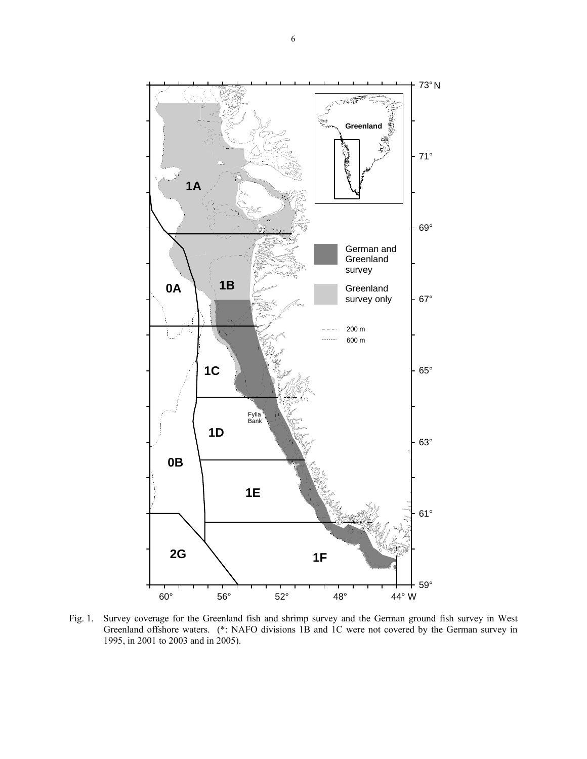Fig. 1. Survey coverage for the Greenland fish and shrimp survey and the German ground fish survey in West Greenland offshore waters. (*: NAFO divisions 1B and 1C were not covered by the German survey in 1995, in 2001 to 2003 and in 2005).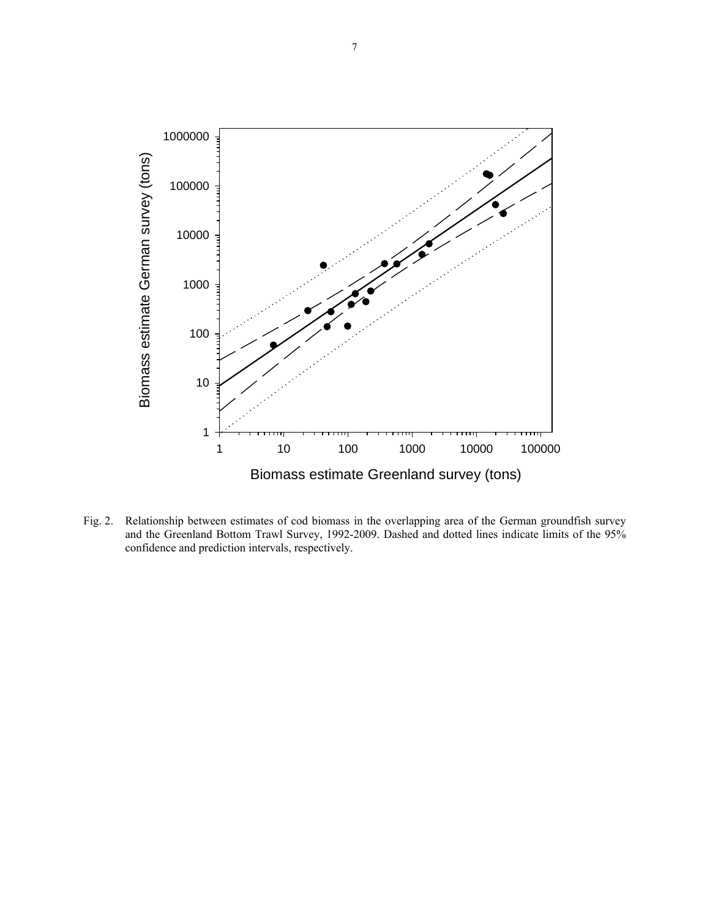Fig. 2. Relationship between estimates of cod biomass in the overlapping area of the German groundfish survey and the Greenland Bottom Trawl Survey, 1992-2009. Dashed and dotted lines indicate limits of the 95% confidence and prediction intervals, respectively.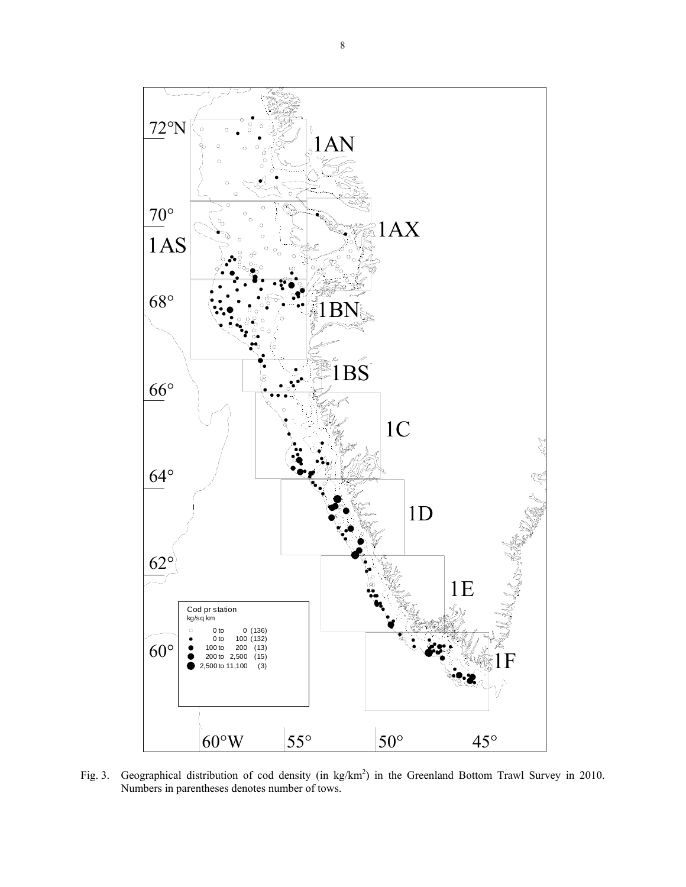Fig. 3. Geographical distribution of cod density (in kg/km$^2$) in the Greenland Bottom Trawl Survey in 2010. Numbers in parentheses denotes number of tows.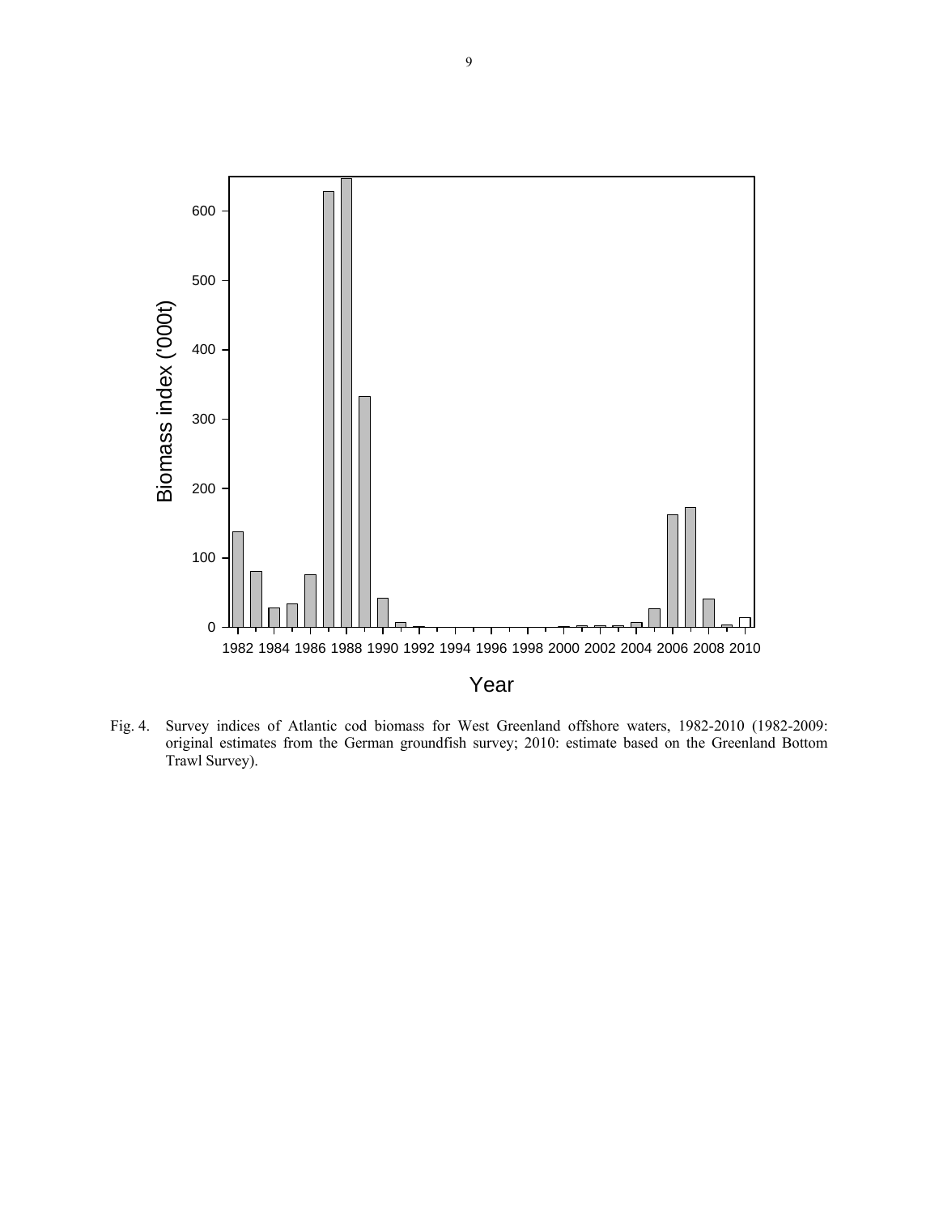Biomass index ('000t)

600
500
400
300
200
100
0

1982 1984 1986 1988 1990 1992 1994 1996 1998 2000 2002 2004 2006 2008 2010

Year

Fig. 4. Survey indices of Atlantic cod biomass for West Greenland offshore waters, 1982-2010 (1982-2009: original estimates from the German groundfish survey; 2010: estimate based on the Greenland Bottom Trawl Survey).